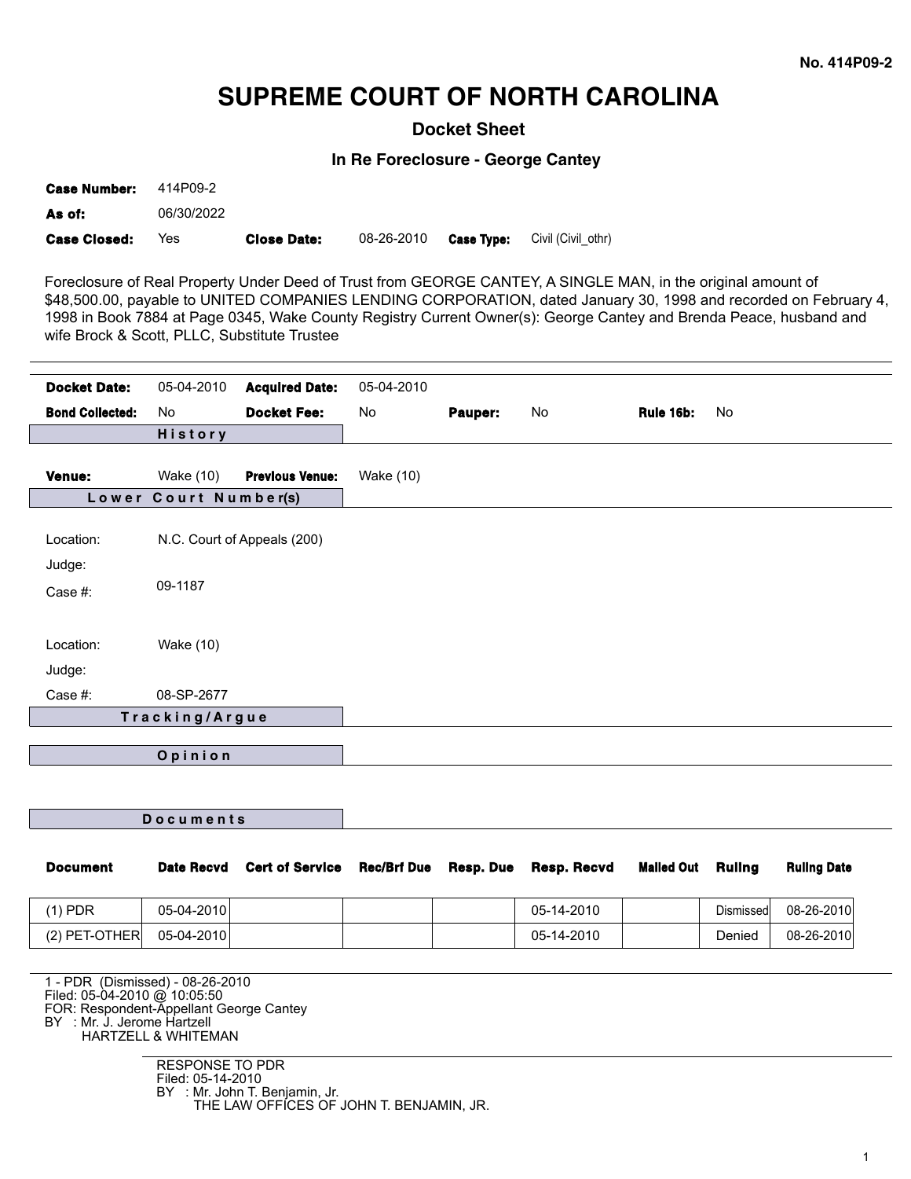No. 414P09-2

# SUPREME COURT OF NORTH CAROLINA

## Docket Sheet

### In Re Foreclosure - George Cantey

**Case Number:** 414P09-2

**As of:** 06/30/2022

**Case Closed:** Yes **Close Date:** 08-26-2010 **Case Type:** Civil (Civil_othr)

Foreclosure of Real Property Under Deed of Trust from GEORGE CANTEY, A SINGLE MAN, in the original amount of $48,500.00, payable to UNITED COMPANIES LENDING CORPORATION, dated January 30, 1998 and recorded on February 4, 1998 in Book 7884 at Page 0345, Wake County Registry Current Owner(s): George Cantey and Brenda Peace, husband and wife Brock & Scott, PLLC, Substitute Trustee

---

**Docket Date:** 05-04-2010 **Acquired Date:** 05-04-2010

**Bond Collected:** No **Docket Fee:** No **Pauper:** No **Rule 16b:** No

#### History

**Venue:** Wake (10) **Previous Venue:** Wake (10)

#### Lower Court Number(s)

Location: N.C. Court of Appeals (200)

Judge:

Case #: 09-1187

Location: Wake (10)

Judge:

Case #: 08-SP-2677

#### Tracking/Argue

#### Opinion

#### Documents

| Document | Date Recvd | Cert of Service | Rec/Brf Due | Resp. Due | Resp. Recvd | Mailed Out | Ruling | Ruling Date |
|---|---|---|---|---|---|---|---|---|
| (1) PDR | 05-04-2010 | | | | 05-14-2010 | | Dismissed | 08-26-2010 |
| (2) PET-OTHER | 05-04-2010 | | | | 05-14-2010 | | Denied | 08-26-2010 |

1 - PDR (Dismissed) - 08-26-2010
Filed: 05-04-2010 @ 10:05:50
FOR: Respondent-Appellant George Cantey
BY : Mr. J. Jerome Hartzell
HARTZELL & WHITEMAN

RESPONSE TO PDR
Filed: 05-14-2010
BY : Mr. John T. Benjamin, Jr.
THE LAW OFFICES OF JOHN T. BENJAMIN, JR.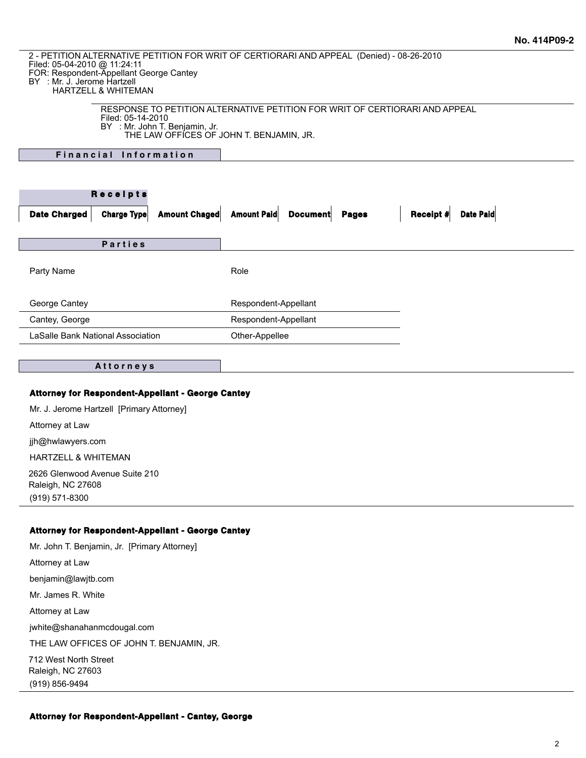**No. 414P09-2**

2 - PETITION ALTERNATIVE PETITION FOR WRIT OF CERTIORARI AND APPEAL (Denied) - 08-26-2010
Filed: 05-04-2010 @ 11:24:11
FOR: Respondent-Appellant George Cantey
BY : Mr. J. Jerome Hartzell
HARTZELL & WHITEMAN

RESPONSE TO PETITION ALTERNATIVE PETITION FOR WRIT OF CERTIORARI AND APPEAL
Filed: 05-14-2010
BY : Mr. John T. Benjamin, Jr.
THE LAW OFFICES OF JOHN T. BENJAMIN, JR.

## Financial Information

### Receipts

| Date Charged | Charge Type | Amount Chaged | Amount Paid | Document | Pages | Receipt # | Date Paid |
|---|---|---|---|---|---|---|---|

## Parties

| Party Name | Role |
|---|---|
| George Cantey | Respondent-Appellant |
| Cantey, George | Respondent-Appellant |
| LaSalle Bank National Association | Other-Appellee |

## Attorneys

**Attorney for Respondent-Appellant - George Cantey**

Mr. J. Jerome Hartzell [Primary Attorney]

Attorney at Law

jjh@hwlawyers.com

HARTZELL & WHITEMAN

2626 Glenwood Avenue Suite 210
Raleigh, NC 27608
(919) 571-8300

**Attorney for Respondent-Appellant - George Cantey**

Mr. John T. Benjamin, Jr. [Primary Attorney]

Attorney at Law

benjamin@lawjtb.com

Mr. James R. White

Attorney at Law

jwhite@shanahanmcdougal.com

THE LAW OFFICES OF JOHN T. BENJAMIN, JR.

712 West North Street
Raleigh, NC 27603
(919) 856-9494

**Attorney for Respondent-Appellant - Cantey, George**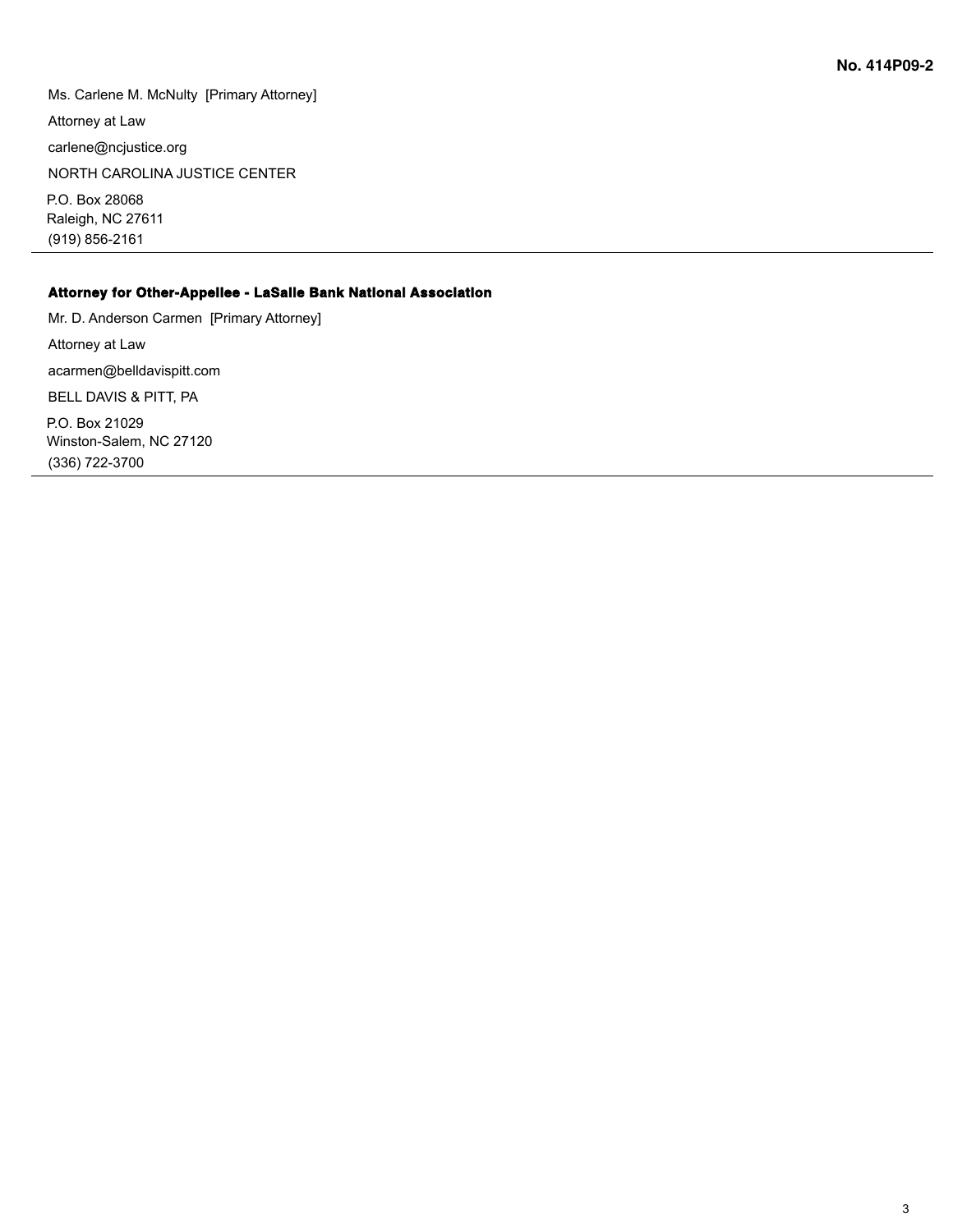No. 414P09-2

Ms. Carlene M. McNulty [Primary Attorney]

Attorney at Law

carlene@ncjustice.org

NORTH CAROLINA JUSTICE CENTER

P.O. Box 28068
Raleigh, NC 27611
(919) 856-2161

---

**Attorney for Other-Appellee - LaSalle Bank National Association**

Mr. D. Anderson Carmen [Primary Attorney]

Attorney at Law

acarmen@belldavispitt.com

BELL DAVIS & PITT, PA

P.O. Box 21029
Winston-Salem, NC 27120
(336) 722-3700

---